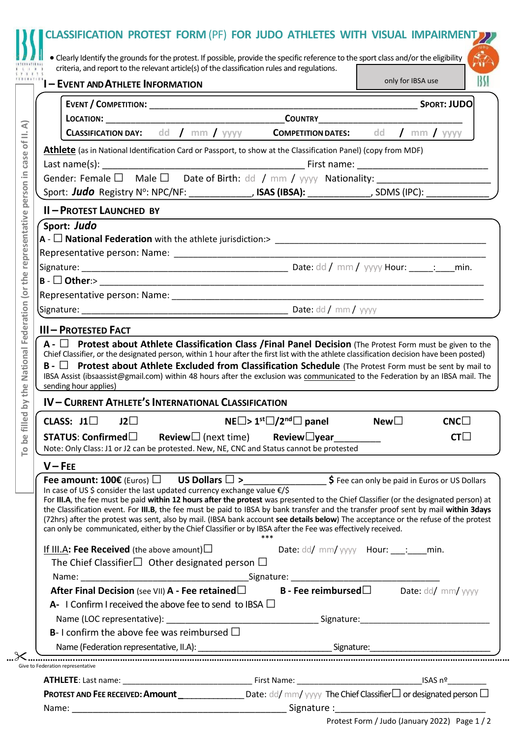# CLASSIFICATION PROTEST FORM (PF) FOR JUDO ATHLETES WITH VISUAL IMPAIRMENT

- Clearly Identify the grounds for the protest. If possible, provide the specific reference to the sport class and/or the eligibility criteria, and report to the relevant article(s) of the classification rules and regulations.

only for IBSA use

To be filled by the National Federation (or the representative person in case of II. A)

## I – EVENT AND ATHLETE INFORMATION

**EVENT / COMPETITION:** ______________________________________________ **SPORT: JUDO**

**LOCATION:** ______________________________ **COUNTRY** ______________________

**CLASSIFICATION DAY:** dd / mm / yyyy **COMPETITION DATES:** dd / mm / yyyy

**Athlete** (as in National Identification Card or Passport, to show at the Classification Panel) (copy from MDF)

Last name(s): ___________________________________ First name: ______________________

Gender: Female ☐ Male ☐ Date of Birth: dd / mm / yyyy Nationality: ____________________

Sport: ***Judo*** Registry Nº: NPC/NF: ____________, **ISAS (IBSA):** ____________, SDMS (IPC): ____________

## II – PROTEST LAUNCHED BY

**Sport: *Judo***

**A** - ☐ **National Federation** with the athlete jurisdiction:> ____________________________________

Representative person: Name: ______________________________________________________

Signature: ______________________________________ Date: dd / mm / yyyy Hour: _____:____min.

**B** - ☐ **Other**:> ____________________________________________________________________

Representative person: Name: ______________________________________________________

Signature: ______________________________________ Date: dd / mm / yyyy

## III – PROTESTED FACT

**A** - ☐ **Protest about Athlete Classification Class /Final Panel Decision** (The Protest Form must be given to the Chief Classifier, or the designated person, within 1 hour after the first list with the athlete classification decision have been posted)

**B** - ☐ **Protest about Athlete Excluded from Classification Schedule** (The Protest Form must be sent by mail to IBSA Assist (ibsaassist@gmail.com) within 48 hours after the exclusion was communicated to the Federation by an IBSA mail. The sending hour applies)

## IV – CURRENT ATHLETE'S INTERNATIONAL CLASSIFICATION

**CLASS:** J1☐ J2☐ NE☐> 1st☐/2nd☐ panel New☐ CNC☐

**STATUS**: Confirmed☐ Review☐ (next time) Review☐year_________ CT☐

Note: Only Class: J1 or J2 can be protested. New, NE, CNC and Status cannot be protested

## V – FEE

**Fee amount: 100€** (Euros) ☐ **US Dollars** ☐ **>**_______________ **$** Fee can only be paid in Euros or US Dollars

In case of US $ consider the last updated currency exchange value €/$

For **III.A**, the fee must be paid **within 12 hours after the protest** was presented to the Chief Classifier (or the designated person) at the Classification event. For **III.B**, the fee must be paid to IBSA by bank transfer and the transfer proof sent by mail **within 3days** (72hrs) after the protest was sent, also by mail. (IBSA bank account **see details below**) The acceptance or the refuse of the protest can only be communicated, either by the Chief Classifier or by IBSA after the Fee was effectively received.

\*\*\*

If **III.A: Fee Received** (the above amount)☐ Date: dd/ mm/ yyyy Hour: ___:____min.

The Chief Classifier☐ Other designated person ☐

Name: ______________________________ Signature: ______________________________

**After Final Decision** (see VII) **A - Fee retained**☐ **B - Fee reimbursed**☐ Date: dd/ mm/ yyyy

**A-** I Confirm I received the above fee to send to IBSA ☐

Name (LOC representative): ______________________________ Signature:______________________

**B-** I confirm the above fee was reimbursed ☐

Name (Federation representative, II.A): ______________________________ Signature:______________________

---

Give to Federation representative

**ATHLETE**: Last name: ______________________ First Name: ______________________ ISAS nº_________

**PROTEST AND FEE RECEIVED: Amount** _____________ Date: dd/ mm/ yyyy The Chief Classifier☐ or designated person ☐

Name: ______________________________________ Signature :______________________________

Protest Form / Judo (January 2022)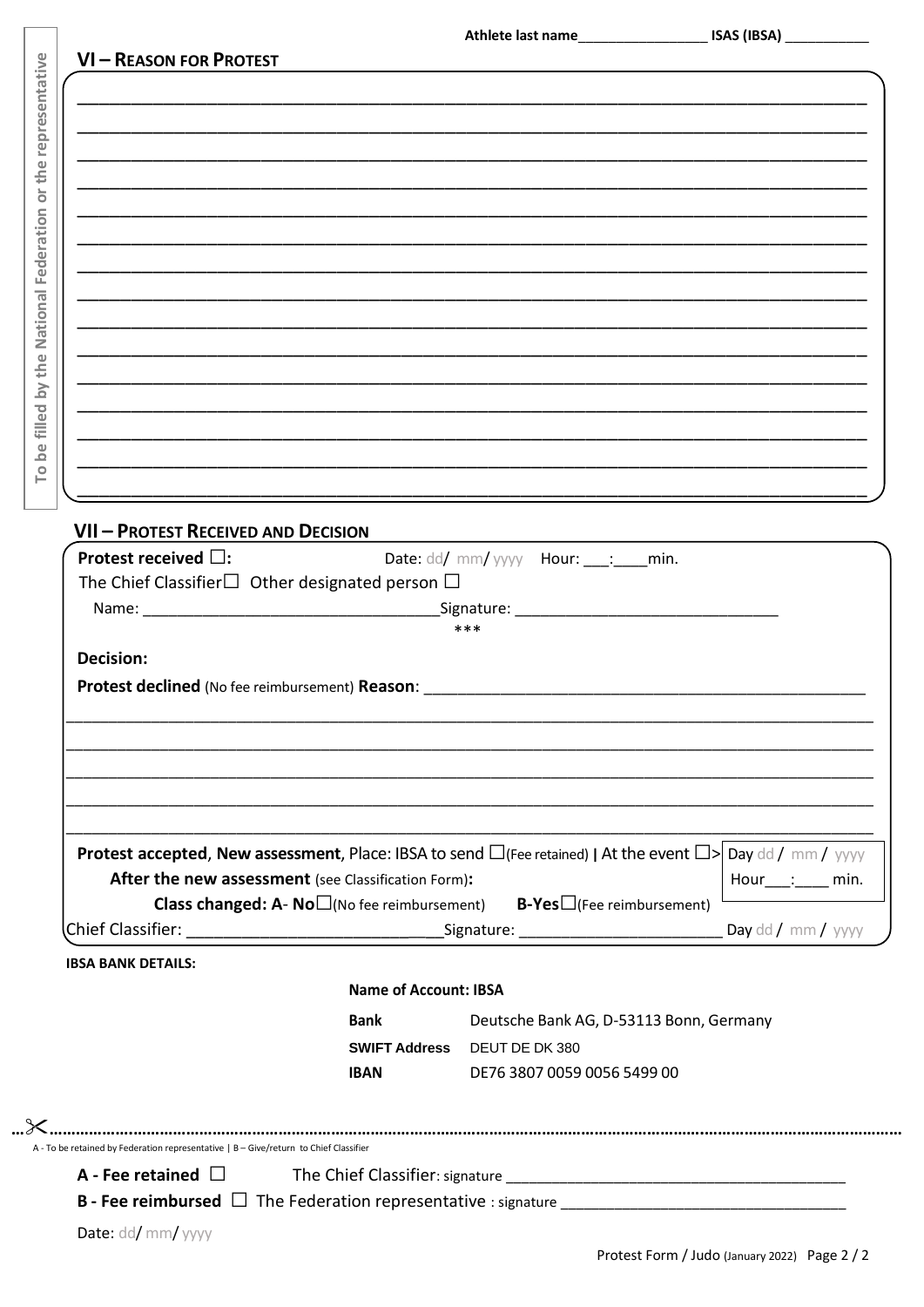Athlete last name________________ ISAS (IBSA) ___________

To be filled by the National Federation or the representative

## VI – REASON FOR PROTEST

_______________________________________________________________________________
_______________________________________________________________________________
_______________________________________________________________________________
_______________________________________________________________________________
_______________________________________________________________________________
_______________________________________________________________________________
_______________________________________________________________________________
_______________________________________________________________________________
_______________________________________________________________________________
_______________________________________________________________________________
_______________________________________________________________________________
_______________________________________________________________________________
_______________________________________________________________________________
_______________________________________________________________________________
_______________________________________________________________________________

## VII – PROTEST RECEIVED AND DECISION

**Protest received ☐:** Date: dd/ mm/ yyyy Hour: ___:____min.

The Chief Classifier☐ Other designated person ☐

Name: _________________________________ Signature: ______________________________

***

**Decision:**

**Protest declined** (No fee reimbursement) **Reason**: ____________________________________________________

_______________________________________________________________________________
_______________________________________________________________________________
_______________________________________________________________________________
_______________________________________________________________________________
_______________________________________________________________________________

**Protest accepted**, **New assessment**, Place: IBSA to send ☐(Fee retained) **|** At the event ☐> Day dd / mm / yyyy Hour___:____ min.

**After the new assessment** (see Classification Form)**:**

**Class changed: A- No**☐(No fee reimbursement) **B-Yes**☐(Fee reimbursement)

Chief Classifier: ______________________________ Signature: ______________________ Day dd / mm / yyyy

**IBSA BANK DETAILS:**

**Name of Account: IBSA**

| | |
|---|---|
| **Bank** | Deutsche Bank AG, D-53113 Bonn, Germany |
| **SWIFT Address** | DEUT DE DK 380 |
| **IBAN** | DE76 3807 0059 0056 5499 00 |

✂………………………………………………………………………………………………………………………

A - To be retained by Federation representative | B – Give/return to Chief Classifier

**A - Fee retained** ☐ The Chief Classifier: signature ______________________________________

**B - Fee reimbursed** ☐ The Federation representative : signature ________________________________

Date: dd/ mm/ yyyy

Protest Form / Judo (January 2022)